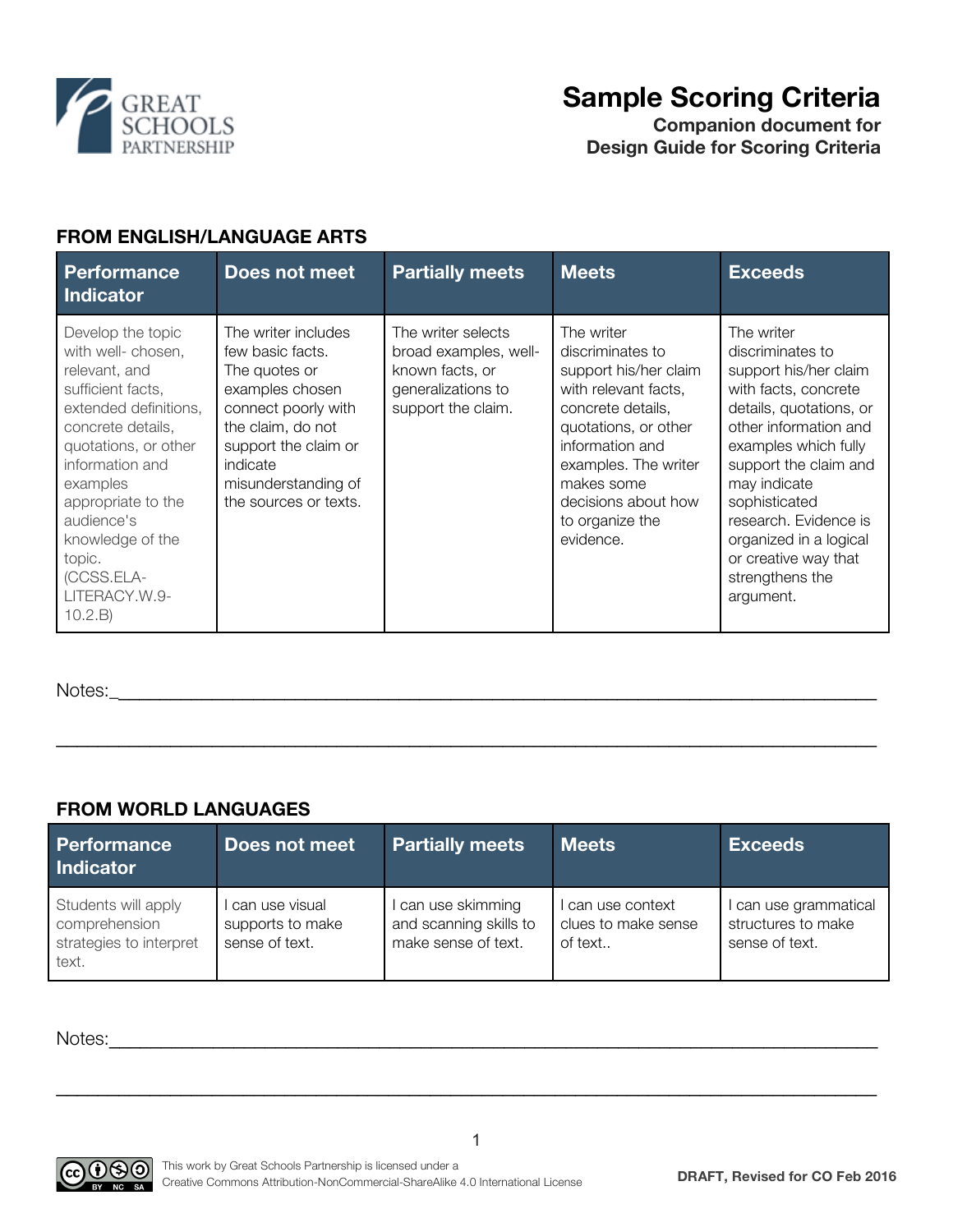# Sample Scoring Criteria

**Companion document for Design Guide for Scoring Criteria**

### FROM ENGLISH/LANGUAGE ARTS

| Performance Indicator | Does not meet | Partially meets | Meets | Exceeds |
|---|---|---|---|---|
| Develop the topic with well- chosen, relevant, and sufficient facts, extended definitions, concrete details, quotations, or other information and examples appropriate to the audience's knowledge of the topic. (CCSS.ELA-LITERACY.W.9-10.2.B) | The writer includes few basic facts. The quotes or examples chosen connect poorly with the claim, do not support the claim or indicate misunderstanding of the sources or texts. | The writer selects broad examples, well-known facts, or generalizations to support the claim. | The writer discriminates to support his/her claim with relevant facts, concrete details, quotations, or other information and examples. The writer makes some decisions about how to organize the evidence. | The writer discriminates to support his/her claim with facts, concrete details, quotations, or other information and examples which fully support the claim and may indicate sophisticated research. Evidence is organized in a logical or creative way that strengthens the argument. |

Notes:\_\_\_\_\_\_\_\_\_\_\_\_\_\_\_\_\_\_\_\_\_\_\_\_\_\_\_\_\_\_\_\_\_\_\_\_\_\_\_\_\_\_\_\_\_\_\_\_\_\_\_\_\_\_\_\_\_\_\_\_\_\_\_\_\_\_\_\_\_\_\_\_\_\_

\_\_\_\_\_\_\_\_\_\_\_\_\_\_\_\_\_\_\_\_\_\_\_\_\_\_\_\_\_\_\_\_\_\_\_\_\_\_\_\_\_\_\_\_\_\_\_\_\_\_\_\_\_\_\_\_\_\_\_\_\_\_\_\_\_\_\_\_\_\_\_\_\_\_\_\_\_\_\_\_

### FROM WORLD LANGUAGES

| Performance Indicator | Does not meet | Partially meets | Meets | Exceeds |
|---|---|---|---|---|
| Students will apply comprehension strategies to interpret text. | I can use visual supports to make sense of text. | I can use skimming and scanning skills to make sense of text. | I can use context clues to make sense of text.. | I can use grammatical structures to make sense of text. |

Notes:\_\_\_\_\_\_\_\_\_\_\_\_\_\_\_\_\_\_\_\_\_\_\_\_\_\_\_\_\_\_\_\_\_\_\_\_\_\_\_\_\_\_\_\_\_\_\_\_\_\_\_\_\_\_\_\_\_\_\_\_\_\_\_\_\_\_\_\_\_\_\_\_\_\_

\_\_\_\_\_\_\_\_\_\_\_\_\_\_\_\_\_\_\_\_\_\_\_\_\_\_\_\_\_\_\_\_\_\_\_\_\_\_\_\_\_\_\_\_\_\_\_\_\_\_\_\_\_\_\_\_\_\_\_\_\_\_\_\_\_\_\_\_\_\_\_\_\_\_\_\_\_\_\_\_

This work by Great Schools Partnership is licensed under a Creative Commons Attribution-NonCommercial-ShareAlike 4.0 International License

DRAFT, Revised for CO Feb 2016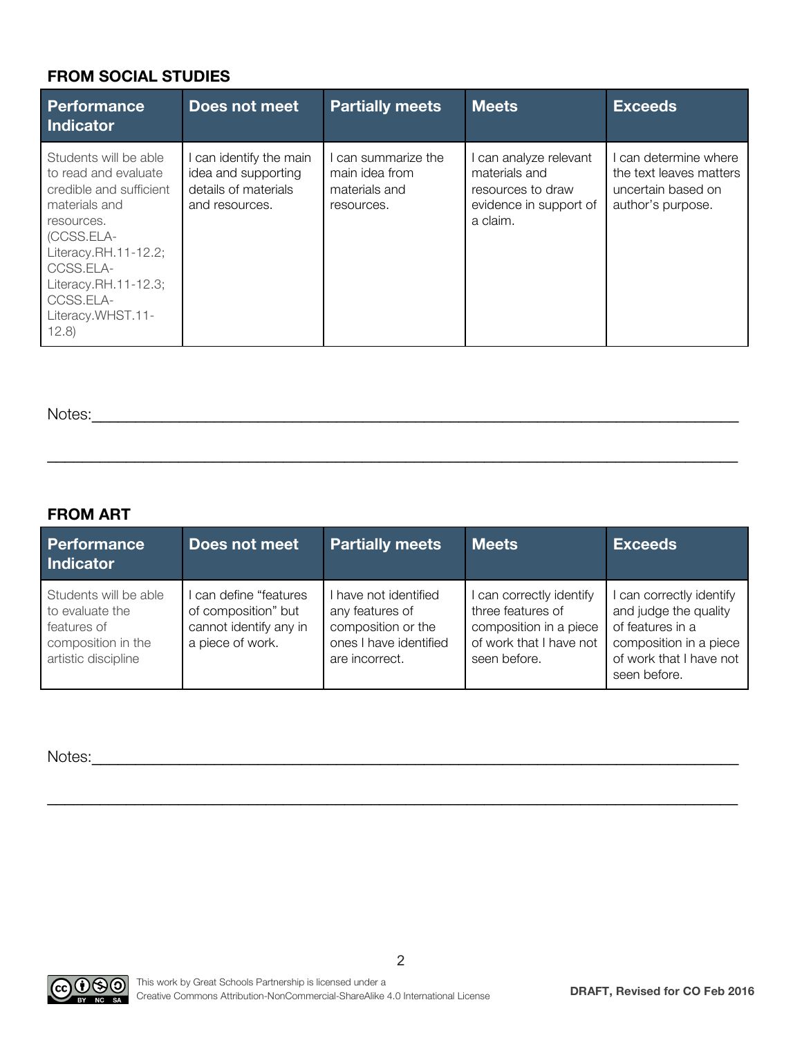### FROM SOCIAL STUDIES

| Performance Indicator | Does not meet | Partially meets | Meets | Exceeds |
|---|---|---|---|---|
| Students will be able to read and evaluate credible and sufficient materials and resources. (CCSS.ELA-Literacy.RH.11-12.2; CCSS.ELA-Literacy.RH.11-12.3; CCSS.ELA-Literacy.WHST.11-12.8) | I can identify the main idea and supporting details of materials and resources. | I can summarize the main idea from materials and resources. | I can analyze relevant materials and resources to draw evidence in support of a claim. | I can determine where the text leaves matters uncertain based on author's purpose. |

Notes:\_\_\_\_\_\_\_\_\_\_\_\_\_\_\_\_\_\_\_\_\_\_\_\_\_\_\_\_\_\_\_\_\_\_\_\_\_\_\_\_\_\_\_\_\_\_\_\_\_\_\_\_\_\_\_\_\_\_\_\_\_\_\_\_\_\_\_\_\_\_\_\_\_\_

\_\_\_\_\_\_\_\_\_\_\_\_\_\_\_\_\_\_\_\_\_\_\_\_\_\_\_\_\_\_\_\_\_\_\_\_\_\_\_\_\_\_\_\_\_\_\_\_\_\_\_\_\_\_\_\_\_\_\_\_\_\_\_\_\_\_\_\_\_\_\_\_\_\_\_\_\_\_

### FROM ART

| Performance Indicator | Does not meet | Partially meets | Meets | Exceeds |
|---|---|---|---|---|
| Students will be able to evaluate the features of composition in the artistic discipline | I can define "features of composition" but cannot identify any in a piece of work. | I have not identified any features of composition or the ones I have identified are incorrect. | I can correctly identify three features of composition in a piece of work that I have not seen before. | I can correctly identify and judge the quality of features in a composition in a piece of work that I have not seen before. |

Notes:\_\_\_\_\_\_\_\_\_\_\_\_\_\_\_\_\_\_\_\_\_\_\_\_\_\_\_\_\_\_\_\_\_\_\_\_\_\_\_\_\_\_\_\_\_\_\_\_\_\_\_\_\_\_\_\_\_\_\_\_\_\_\_\_\_\_\_\_\_\_\_\_\_\_

\_\_\_\_\_\_\_\_\_\_\_\_\_\_\_\_\_\_\_\_\_\_\_\_\_\_\_\_\_\_\_\_\_\_\_\_\_\_\_\_\_\_\_\_\_\_\_\_\_\_\_\_\_\_\_\_\_\_\_\_\_\_\_\_\_\_\_\_\_\_\_\_\_\_\_\_\_\_

This work by Great Schools Partnership is licensed under a Creative Commons Attribution-NonCommercial-ShareAlike 4.0 International License

**DRAFT, Revised for CO Feb 2016**